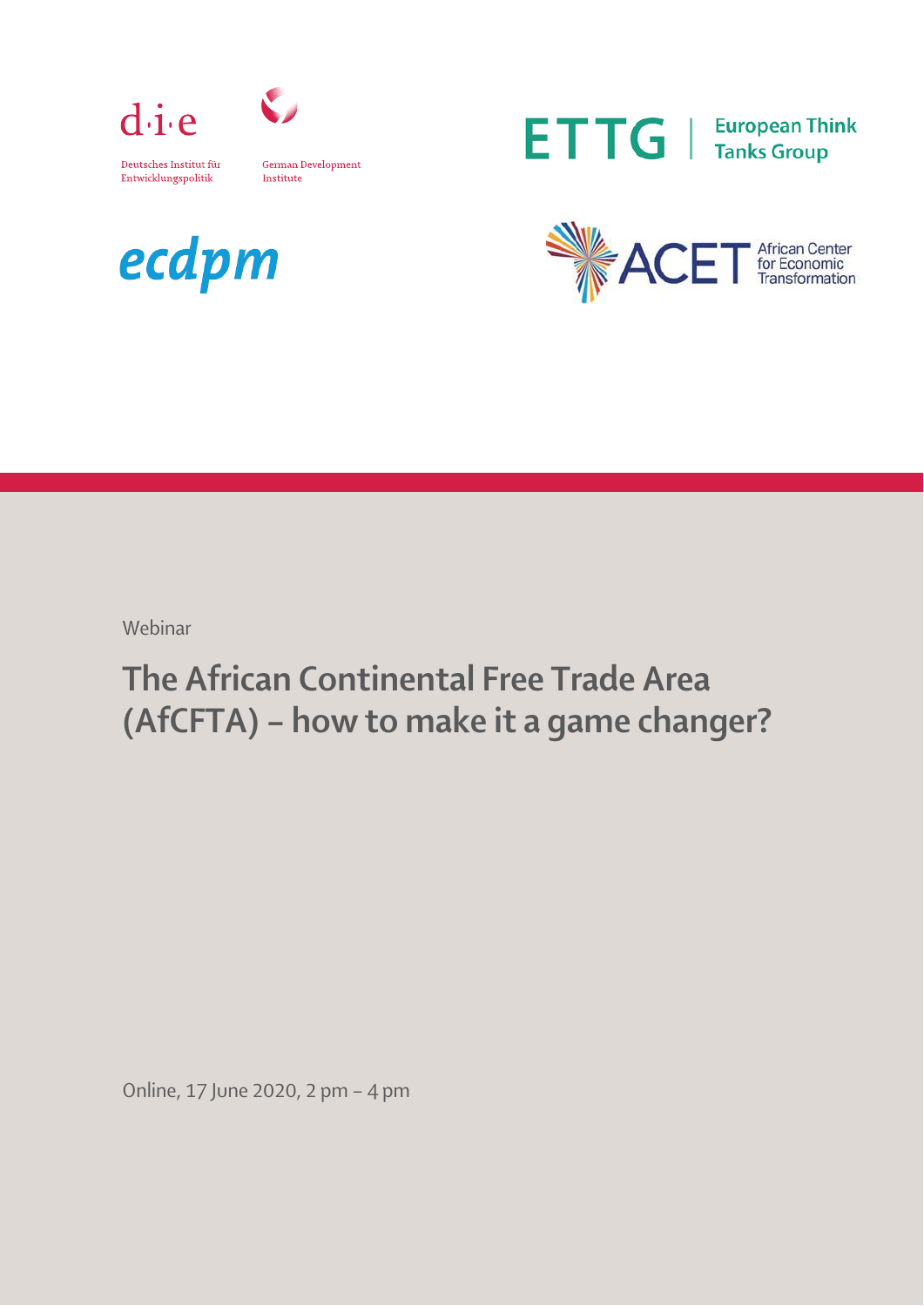d·i·e

Deutsches Institut für Entwicklungspolitik

German Development Institute

ETTG | European Think Tanks Group

ecdpm

ACET African Center for Economic Transformation

Webinar

# The African Continental Free Trade Area (AfCFTA) – how to make it a game changer?

Online, 17 June 2020, 2 pm – 4 pm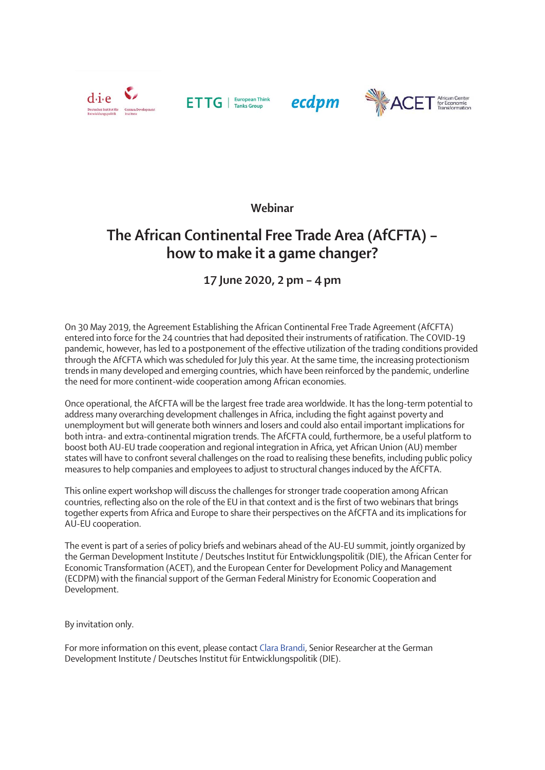Webinar

# The African Continental Free Trade Area (AfCFTA) – how to make it a game changer?

## 17 June 2020, 2 pm – 4 pm

On 30 May 2019, the Agreement Establishing the African Continental Free Trade Agreement (AfCFTA) entered into force for the 24 countries that had deposited their instruments of ratification. The COVID-19 pandemic, however, has led to a postponement of the effective utilization of the trading conditions provided through the AfCFTA which was scheduled for July this year. At the same time, the increasing protectionism trends in many developed and emerging countries, which have been reinforced by the pandemic, underline the need for more continent-wide cooperation among African economies.

Once operational, the AfCFTA will be the largest free trade area worldwide. It has the long-term potential to address many overarching development challenges in Africa, including the fight against poverty and unemployment but will generate both winners and losers and could also entail important implications for both intra- and extra-continental migration trends. The AfCFTA could, furthermore, be a useful platform to boost both AU-EU trade cooperation and regional integration in Africa, yet African Union (AU) member states will have to confront several challenges on the road to realising these benefits, including public policy measures to help companies and employees to adjust to structural changes induced by the AfCFTA.

This online expert workshop will discuss the challenges for stronger trade cooperation among African countries, reflecting also on the role of the EU in that context and is the first of two webinars that brings together experts from Africa and Europe to share their perspectives on the AfCFTA and its implications for AU-EU cooperation.

The event is part of a series of policy briefs and webinars ahead of the AU-EU summit, jointly organized by the German Development Institute / Deutsches Institut für Entwicklungspolitik (DIE), the African Center for Economic Transformation (ACET), and the European Center for Development Policy and Management (ECDPM) with the financial support of the German Federal Ministry for Economic Cooperation and Development.

By invitation only.

For more information on this event, please contact Clara Brandi, Senior Researcher at the German Development Institute / Deutsches Institut für Entwicklungspolitik (DIE).